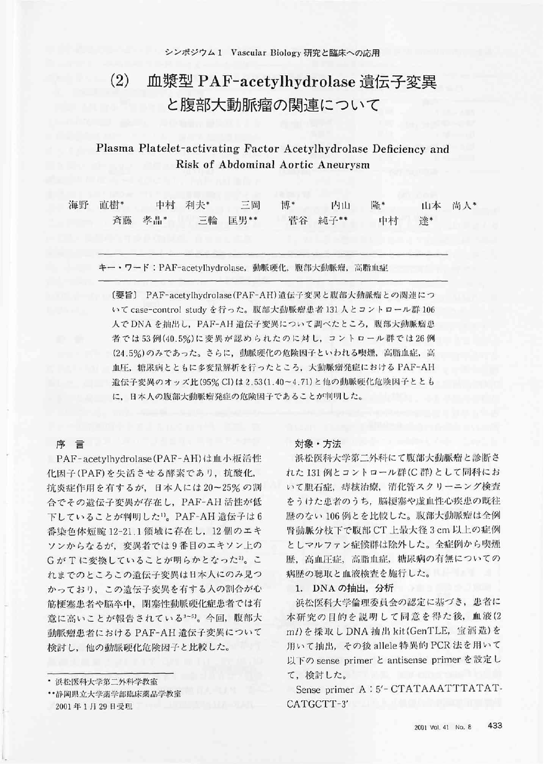シンポジウム1 Vascular Biology 研究と臨床への応用

# (2) 血漿型 PAF-acetylhydrolase 遺伝子変異と腹部大動脈瘤の関連について

## Plasma Platelet-activating Factor Acetylhydrolase Deficiency and Risk of Abdominal Aortic Aneurysm

海野 直樹* 中村 利夫* 三岡 博* 内山 隆* 山本 尚人*
斉藤 孝晶* 三輪 匡男** 菅谷 純子** 中村 達*

キー・ワード：PAF-acetylhydrolase，動脈硬化，腹部大動脈瘤，高脂血症

〔要旨〕 PAF-acetylhydrolase (PAF-AH) 遺伝子変異と腹部大動脈瘤との関連についてcase-control studyを行った。腹部大動脈瘤患者131人とコントロール群106人でDNAを抽出し，PAF-AH遺伝子変異について調べたところ，腹部大動脈瘤患者では53例(40.5%)に変異が認められたのに対し，コントロール群では26例(24.5%)のみであった。さらに，動脈硬化の危険因子といわれる喫煙，高脂血症，高血圧，糖尿病とともに多変量解析を行ったところ，大動脈瘤発症におけるPAF-AH遺伝子変異のオッズ比(95% CI)は2.53(1.40～4.71)と他の動脈硬化危険因子とともに，日本人の腹部大動脈瘤発症の危険因子であることが判明した。

## 序 言

PAF-acetylhydrolase (PAF-AH) は血小板活性化因子(PAF)を失活させる酵素であり，抗酸化，抗炎症作用を有するが，日本人には20～25%の割合でその遺伝子変異が存在し，PAF-AH活性が低下していることが判明した[1]。PAF-AH遺伝子は6番染色体短腕12-21.1領域に存在し，12個のエキソンからなるが，変異者では9番目のエキソン上のGがTに変換していることが明らかとなった[2]。これまでのところこの遺伝子変異は日本人にのみ見つかっており，この遺伝子変異を有する人の割合が心筋梗塞患者や脳卒中，閉塞性動脈硬化症患者では有意に高いことが報告されている[3-5]。今回，腹部大動脈瘤患者におけるPAF-AH遺伝子変異について検討し，他の動脈硬化危険因子と比較した。

## 対象・方法

浜松医科大学第二外科にて腹部大動脈瘤と診断された131例とコントロール群(C群)として同科において胆石症，痔核治療，消化管スクリーニング検査をうけた患者のうち，脳梗塞や虚血性心疾患の既往歴のない106例とを比較した。腹部大動脈瘤は全例腎動脈分枝下で腹部CT上最大径3 cm以上の症例としマルファン症候群は除外した。全症例から喫煙歴，高血圧症，高脂血症，糖尿病の有無についての病歴の聴取と血液検査を施行した。

### 1. DNAの抽出，分析

浜松医科大学倫理委員会の認定に基づき，患者に本研究の目的を説明して同意を得た後，血液(2 ml)を採取しDNA抽出kit (GenTLE，宝酒造)を用いて抽出，その後allele特異的PCR法を用いて以下のsense primerとantisense primerを設定して，検討した。

Sense primer A：5'-CTATAAATTTATAT-CATGCTT-3'

---

\* 浜松医科大学第二外科学教室
\*\* 静岡県立大学薬学部臨床薬品学教室
2001年1月29日受理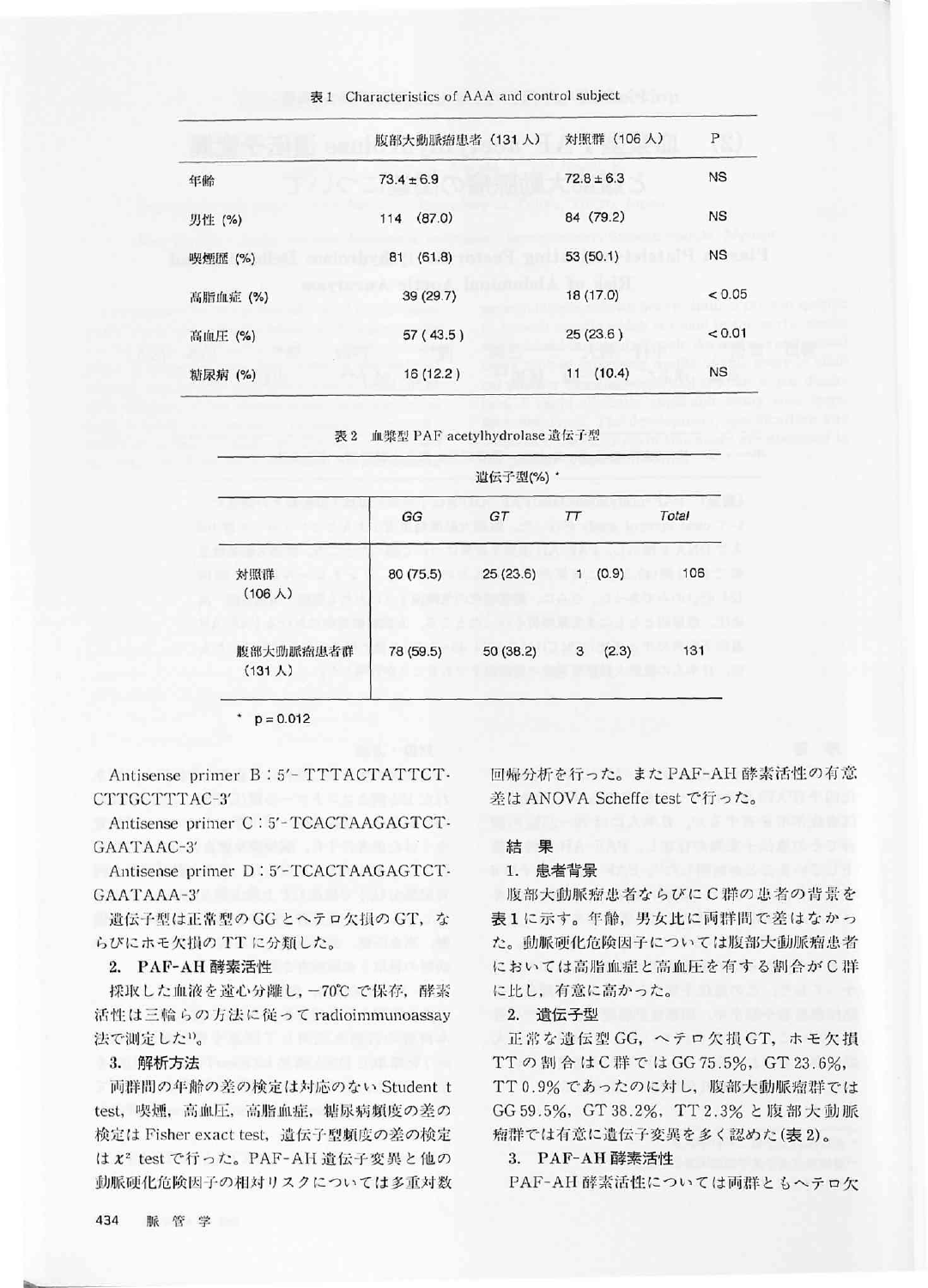表1 Characteristics of AAA and control subject

| | 腹部大動脈瘤患者（131人） | 対照群（106人） | P |
|---|---|---|---|
| 年齢 | 73.4±6.9 | 72.8±6.3 | NS |
| 男性 (%) | 114 (87.0) | 84 (79.2) | NS |
| 喫煙歴 (%) | 81 (61.8) | 53 (50.1) | NS |
| 高脂血症 (%) | 39 (29.7) | 18 (17.0) | < 0.05 |
| 高血圧 (%) | 57 (43.5) | 25 (23.6) | < 0.01 |
| 糖尿病 (%) | 16 (12.2) | 11 (10.4) | NS |

表2 血漿型 PAF acetylhydrolase 遺伝子型

| | 遺伝子型(%) * | | | |
|---|---|---|---|---|
| | GG | GT | TT | Total |
| 対照群（106人） | 80 (75.5) | 25 (23.6) | 1 (0.9) | 106 |
| 腹部大動脈瘤患者群（131人） | 78 (59.5) | 50 (38.2) | 3 (2.3) | 131 |

\* p = 0.012

Antisense primer B : 5′- TTTACTATTCT-CTTGCTTTAC-3′

Antisense primer C : 5′- TCACTAAGAGTCT-GAATAAC-3′

Antisense primer D : 5′- TCACTAAGAGTCT-GAATAAA-3′

遺伝子型は正常型の GG とヘテロ欠損の GT，ならびにホモ欠損の TT に分類した。

### 2. PAF-AH 酵素活性

採取した血液を遠心分離し，−70℃で保存，酵素活性は三輪らの方法に従って radioimmunoassay 法で測定した[1]。

### 3. 解析方法

両群間の年齢の差の検定は対応のない Student t test，喫煙，高血圧，高脂血症，糖尿病頻度の差の検定は Fisher exact test，遺伝子型頻度の差の検定は $\chi^2$ test で行った。PAF-AH 遺伝子変異と他の動脈硬化危険因子の相対リスクについては多重対数回帰分析を行った。また PAF-AH 酵素活性の有意差は ANOVA Scheffe test で行った。

## 結果

### 1. 患者背景

腹部大動脈瘤患者ならびに C 群の患者の背景を表1に示す。年齢，男女比に両群間で差はなかった。動脈硬化危険因子については腹部大動脈瘤患者においては高脂血症と高血圧を有する割合が C 群に比し，有意に高かった。

### 2. 遺伝子型

正常な遺伝型 GG，ヘテロ欠損 GT，ホモ欠損 TT の割合は C 群では GG 75.5%，GT 23.6%，TT 0.9% であったのに対し，腹部大動脈瘤群では GG 59.5%，GT 38.2%，TT 2.3% と腹部大動脈瘤群では有意に遺伝子変異を多く認めた(表2)。

### 3. PAF-AH 酵素活性

PAF-AH 酵素活性については両群ともヘテロ欠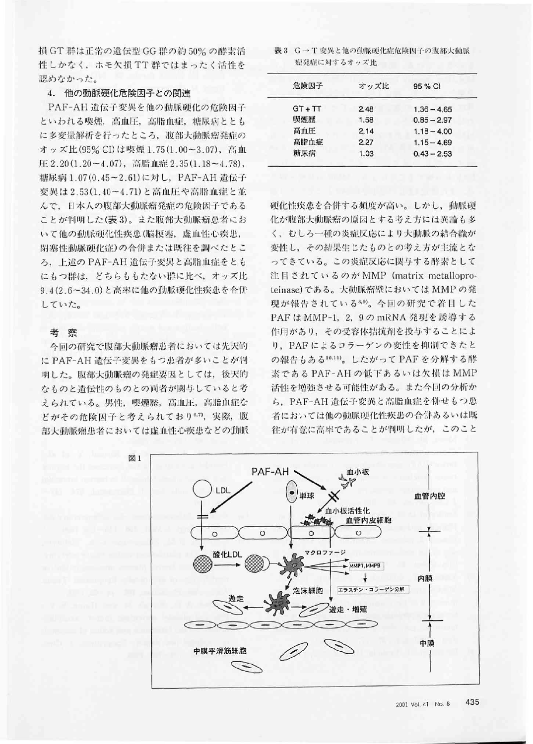損GT群は正常の遺伝型GG群の約50%の酵素活性しかなく，ホモ欠損TT群ではまったく活性を認めなかった。

### 4. 他の動脈硬化危険因子との関連

PAF-AH遺伝子変異を他の動脈硬化の危険因子といわれる喫煙，高血圧，高脂血症，糖尿病とともに多変量解析を行ったところ，腹部大動脈瘤発症のオッズ比(95% CI)は喫煙1.75(1.00～3.07)，高血圧2.20(1.20～4.07)，高脂血症2.35(1.18～4.78)，糖尿病1.07(0.45～2.61)に対し，PAF-AH遺伝子変異は2.53(1.40～4.71)と高血圧や高脂血症と並んで，日本人の腹部大動脈瘤発症の危険因子であることが判明した(表3)。また腹部大動脈瘤患者において他の動脈硬化性疾患(脳梗塞，虚血性心疾患，閉塞性動脈硬化症)の合併または既往を調べたところ，上述のPAF-AH遺伝子変異と高脂血症をともにもつ群は，どちらももたない群に比べ，オッズ比9.4(2.6～34.0)と高率に他の動脈硬化性疾患を合併していた。

表3　G→T変異と他の動脈硬化症危険因子の腹部大動脈瘤発症に対するオッズ比

| 危険因子 | オッズ比 | 95 % CI |
|---|---|---|
| GT＋TT | 2.48 | 1.36－4.65 |
| 喫煙歴 | 1.58 | 0.85－2.97 |
| 高血圧 | 2.14 | 1.18－4.00 |
| 高脂血症 | 2.27 | 1.15－4.69 |
| 糖尿病 | 1.03 | 0.43－2.53 |

## 考　察

今回の研究で腹部大動脈瘤患者においては先天的にPAF-AH遺伝子変異をもつ患者が多いことが判明した。腹部大動脈瘤の発症要因としては，後天的なものと遺伝性のものとの両者が関与していると考えられている。男性，喫煙歴，高血圧，高脂血症などがその危険因子と考えられており[6,7]，実際，腹部大動脈瘤患者においては虚血性心疾患などの動脈硬化性疾患を合併する頻度が高い。しかし，動脈硬化が腹部大動脈瘤の原因とする考え方には異論も多く，むしろ一種の炎症反応により大動脈の結合織が変性し，その結果生じたものとの考え方が主流となってきている。この炎症反応に関与する酵素として注目されているのがMMP (matrix metalloproteinase)である。大動脈瘤壁においてはMMPの発現が報告されている[8,9]。今回の研究で着目したPAFはMMP-1，2，9のmRNA発現を誘導する作用があり，その受容体拮抗剤を投与することにより，PAFによるコラーゲンの変性を抑制できたとの報告もある[10,11]。したがってPAFを分解する酵素であるPAF-AHの低下あるいは欠損はMMP活性を増強させる可能性がある。また今回の分析から，PAF-AH遺伝子変異と高脂血症を併せもつ患者においては他の動脈硬化性疾患の合併あるいは既往が有意に高率であることが判明したが，このこと

図1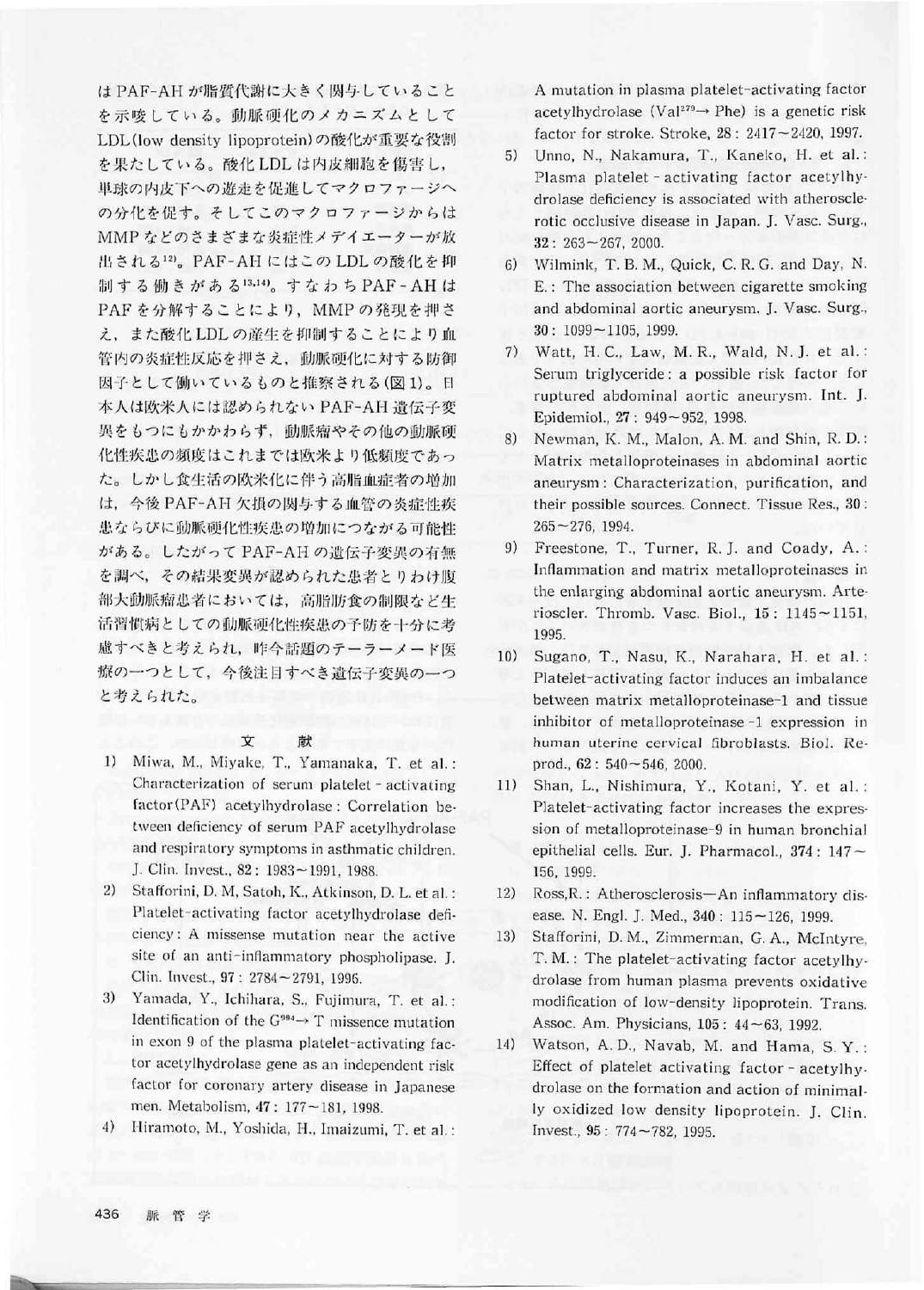はPAF-AHが脂質代謝に大きく関与していることを示唆している。動脈硬化のメカニズムとしてLDL(low density lipoprotein)の酸化が重要な役割を果たしている。酸化LDLは内皮細胞を傷害し，単球の内皮下への遊走を促進してマクロファージへの分化を促す。そしてこのマクロファージからはMMPなどのさまざまな炎症性メディエーターが放出される[12]。PAF-AHにはこのLDLの酸化を抑制する働きがある[13,14]。すなわちPAF-AHはPAFを分解することにより，MMPの発現を押さえ，また酸化LDLの産生を抑制することにより血管内の炎症性反応を押さえ，動脈硬化に対する防御因子として働いているものと推察される(図1)。日本人は欧米人には認められないPAF-AH遺伝子変異をもつにもかかわらず，動脈瘤やその他の動脈硬化性疾患の頻度はこれまでは欧米より低頻度であった。しかし食生活の欧米化に伴う高脂血症者の増加は，今後PAF-AH欠損の関与する血管の炎症性疾患ならびに動脈硬化性疾患の増加につながる可能性がある。したがってPAF-AHの遺伝子変異の有無を調べ，その結果変異が認められた患者とりわけ腹部大動脈瘤患者においては，高脂肪食の制限など生活習慣病としての動脈硬化性疾患の予防を十分に考慮すべきと考えられ，昨今話題のテーラーメード医療の一つとして，今後注目すべき遺伝子変異の一つと考えられた。

## 文献

1) Miwa, M., Miyake, T., Yamanaka, T. et al.: Characterization of serum platelet-activating factor(PAF) acetylhydrolase: Correlation between deficiency of serum PAF acetylhydrolase and respiratory symptoms in asthmatic children. J. Clin. Invest., 82: 1983～1991, 1988.
2) Stafforini, D. M, Satoh, K., Atkinson, D. L. et al.: Platelet-activating factor acetylhydrolase deficiency: A missense mutation near the active site of an anti-inflammatory phospholipase. J. Clin. Invest., 97: 2784～2791, 1996.
3) Yamada, Y., Ichihara, S., Fujimura, T. et al.: Identification of the $G^{994}$→ T missence mutation in exon 9 of the plasma platelet-activating factor acetylhydrolase gene as an independent risk factor for coronary artery disease in Japanese men. Metabolism, 47: 177～181, 1998.
4) Hiramoto, M., Yoshida, H., Imaizumi, T. et al.: A mutation in plasma platelet-activating factor acetylhydrolase ($Val^{279}$→ Phe) is a genetic risk factor for stroke. Stroke, 28: 2417～2420, 1997.
5) Unno, N., Nakamura, T., Kaneko, H. et al.: Plasma platelet-activating factor acetylhydrolase deficiency is associated with atherosclerotic occlusive disease in Japan. J. Vasc. Surg., 32: 263～267, 2000.
6) Wilmink, T. B. M., Quick, C. R. G. and Day, N. E.: The association between cigarette smoking and abdominal aortic aneurysm. J. Vasc. Surg., 30: 1099～1105, 1999.
7) Watt, H. C., Law, M. R., Wald, N. J. et al.: Serum triglyceride: a possible risk factor for ruptured abdominal aortic aneurysm. Int. J. Epidemiol., 27: 949～952, 1998.
8) Newman, K. M., Malon, A. M. and Shin, R. D.: Matrix metalloproteinases in abdominal aortic aneurysm: Characterization, purification, and their possible sources. Connect. Tissue Res., 30: 265～276, 1994.
9) Freestone, T., Turner, R. J. and Coady, A.: Inflammation and matrix metalloproteinases in the enlarging abdominal aortic aneurysm. Arterioscler. Thromb. Vasc. Biol., 15: 1145～1151, 1995.
10) Sugano, T., Nasu, K., Narahara, H. et al.: Platelet-activating factor induces an imbalance between matrix metalloproteinase-1 and tissue inhibitor of metalloproteinase-1 expression in human uterine cervical fibroblasts. Biol. Reprod., 62: 540～546, 2000.
11) Shan, L., Nishimura, Y., Kotani, Y. et al.: Platelet-activating factor increases the expression of metalloproteinase-9 in human bronchial epithelial cells. Eur. J. Pharmacol., 374: 147～156, 1999.
12) Ross,R.: Atherosclerosis—An inflammatory disease. N. Engl. J. Med., 340: 115～126, 1999.
13) Stafforini, D. M., Zimmerman, G. A., McIntyre, T. M.: The platelet-activating factor acetylhydrolase from human plasma prevents oxidative modification of low-density lipoprotein. Trans. Assoc. Am. Physicians, 105: 44～63, 1992.
14) Watson, A. D., Navab, M. and Hama, S. Y.: Effect of platelet activating factor-acetylhydrolase on the formation and action of minimally oxidized low density lipoprotein. J. Clin. Invest., 95: 774～782, 1995.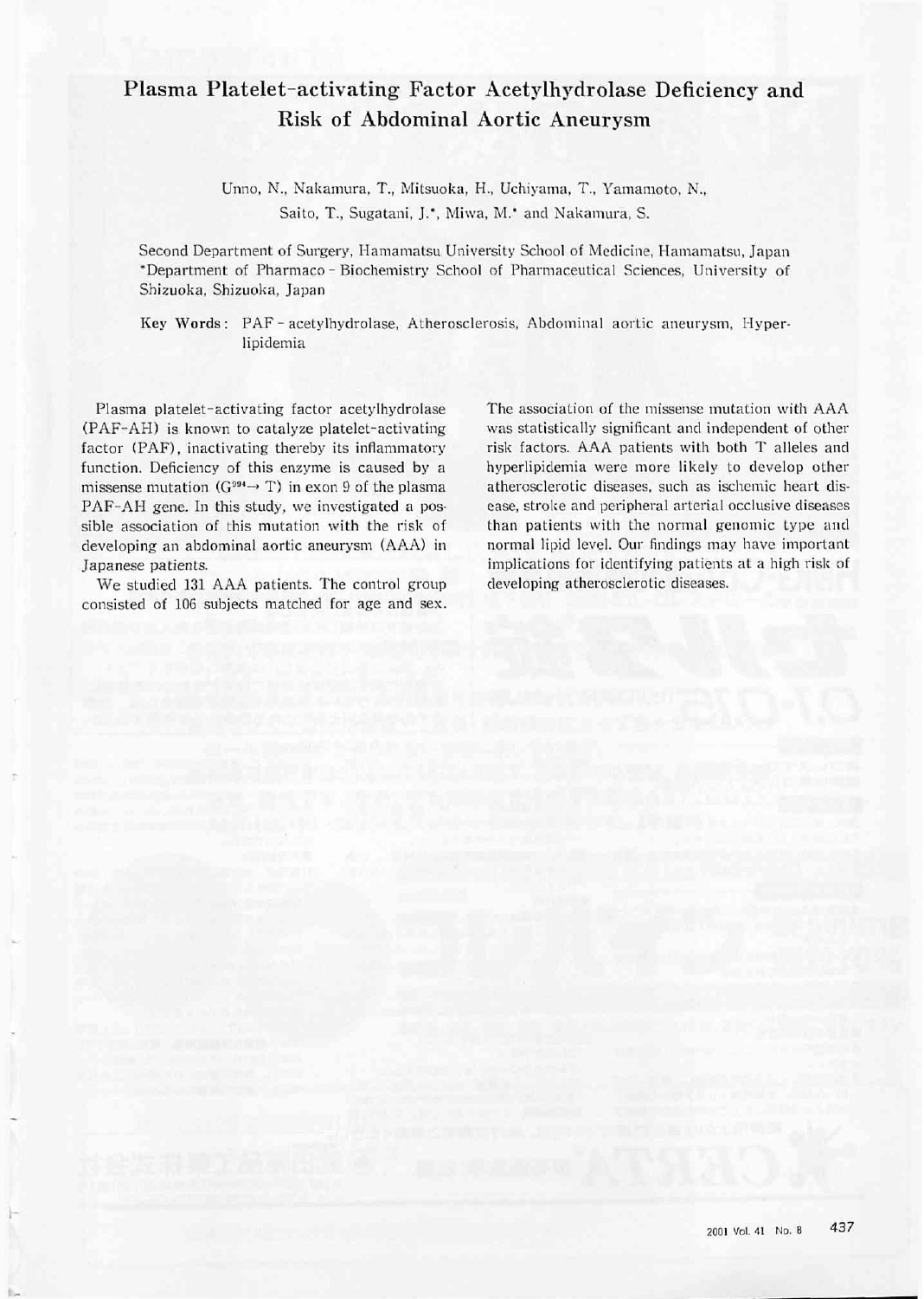# Plasma Platelet-activating Factor Acetylhydrolase Deficiency and Risk of Abdominal Aortic Aneurysm

Unno, N., Nakamura, T., Mitsuoka, H., Uchiyama, T., Yamamoto, N., Saito, T., Sugatani, J.*, Miwa, M.* and Nakamura, S.

Second Department of Surgery, Hamamatsu University School of Medicine, Hamamatsu, Japan
*Department of Pharmaco-Biochemistry School of Pharmaceutical Sciences, University of Shizuoka, Shizuoka, Japan

**Key Words**: PAF-acetylhydrolase, Atherosclerosis, Abdominal aortic aneurysm, Hyperlipidemia

Plasma platelet-activating factor acetylhydrolase (PAF-AH) is known to catalyze platelet-activating factor (PAF), inactivating thereby its inflammatory function. Deficiency of this enzyme is caused by a missense mutation ($G^{994} \rightarrow T$) in exon 9 of the plasma PAF-AH gene. In this study, we investigated a possible association of this mutation with the risk of developing an abdominal aortic aneurysm (AAA) in Japanese patients.

We studied 131 AAA patients. The control group consisted of 106 subjects matched for age and sex. The association of the missense mutation with AAA was statistically significant and independent of other risk factors. AAA patients with both T alleles and hyperlipidemia were more likely to develop other atherosclerotic diseases, such as ischemic heart disease, stroke and peripheral arterial occlusive diseases than patients with the normal genomic type and normal lipid level. Our findings may have important implications for identifying patients at a high risk of developing atherosclerotic diseases.